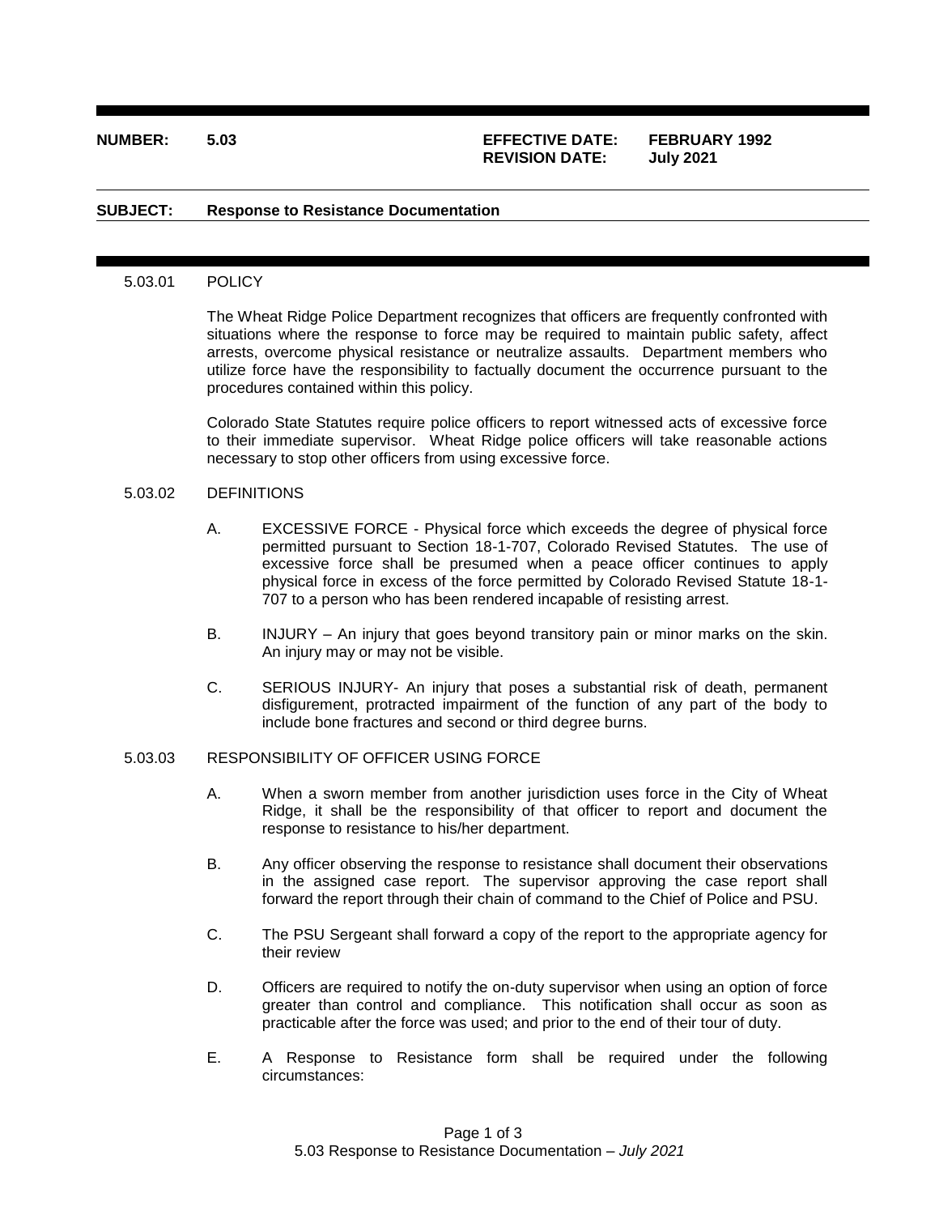**NUMBER:** 5.03 **EFFECTIVE DATE:** FEBRUARY 1992
**REVISION DATE:** July 2021

**SUBJECT:** **Response to Resistance Documentation**

## 5.03.01 POLICY

The Wheat Ridge Police Department recognizes that officers are frequently confronted with situations where the response to force may be required to maintain public safety, affect arrests, overcome physical resistance or neutralize assaults. Department members who utilize force have the responsibility to factually document the occurrence pursuant to the procedures contained within this policy.

Colorado State Statutes require police officers to report witnessed acts of excessive force to their immediate supervisor. Wheat Ridge police officers will take reasonable actions necessary to stop other officers from using excessive force.

## 5.03.02 DEFINITIONS

A. EXCESSIVE FORCE - Physical force which exceeds the degree of physical force permitted pursuant to Section 18-1-707, Colorado Revised Statutes. The use of excessive force shall be presumed when a peace officer continues to apply physical force in excess of the force permitted by Colorado Revised Statute 18-1-707 to a person who has been rendered incapable of resisting arrest.

B. INJURY – An injury that goes beyond transitory pain or minor marks on the skin. An injury may or may not be visible.

C. SERIOUS INJURY- An injury that poses a substantial risk of death, permanent disfigurement, protracted impairment of the function of any part of the body to include bone fractures and second or third degree burns.

## 5.03.03 RESPONSIBILITY OF OFFICER USING FORCE

A. When a sworn member from another jurisdiction uses force in the City of Wheat Ridge, it shall be the responsibility of that officer to report and document the response to resistance to his/her department.

B. Any officer observing the response to resistance shall document their observations in the assigned case report. The supervisor approving the case report shall forward the report through their chain of command to the Chief of Police and PSU.

C. The PSU Sergeant shall forward a copy of the report to the appropriate agency for their review

D. Officers are required to notify the on-duty supervisor when using an option of force greater than control and compliance. This notification shall occur as soon as practicable after the force was used; and prior to the end of their tour of duty.

E. A Response to Resistance form shall be required under the following circumstances: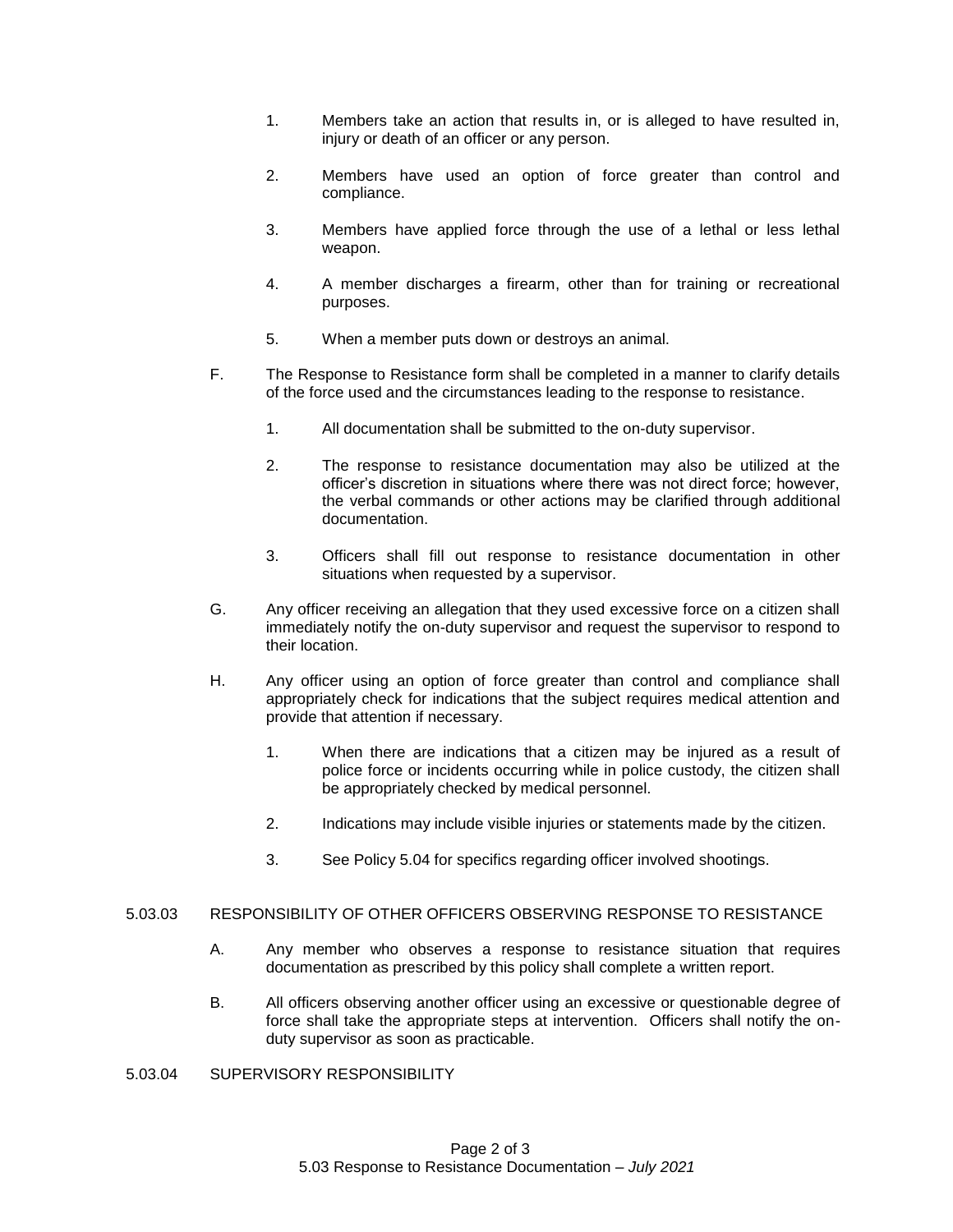1. Members take an action that results in, or is alleged to have resulted in, injury or death of an officer or any person.

2. Members have used an option of force greater than control and compliance.

3. Members have applied force through the use of a lethal or less lethal weapon.

4. A member discharges a firearm, other than for training or recreational purposes.

5. When a member puts down or destroys an animal.

F. The Response to Resistance form shall be completed in a manner to clarify details of the force used and the circumstances leading to the response to resistance.

   1. All documentation shall be submitted to the on-duty supervisor.

   2. The response to resistance documentation may also be utilized at the officer's discretion in situations where there was not direct force; however, the verbal commands or other actions may be clarified through additional documentation.

   3. Officers shall fill out response to resistance documentation in other situations when requested by a supervisor.

G. Any officer receiving an allegation that they used excessive force on a citizen shall immediately notify the on-duty supervisor and request the supervisor to respond to their location.

H. Any officer using an option of force greater than control and compliance shall appropriately check for indications that the subject requires medical attention and provide that attention if necessary.

   1. When there are indications that a citizen may be injured as a result of police force or incidents occurring while in police custody, the citizen shall be appropriately checked by medical personnel.

   2. Indications may include visible injuries or statements made by the citizen.

   3. See Policy 5.04 for specifics regarding officer involved shootings.

## 5.03.03 RESPONSIBILITY OF OTHER OFFICERS OBSERVING RESPONSE TO RESISTANCE

A. Any member who observes a response to resistance situation that requires documentation as prescribed by this policy shall complete a written report.

B. All officers observing another officer using an excessive or questionable degree of force shall take the appropriate steps at intervention. Officers shall notify the on-duty supervisor as soon as practicable.

## 5.03.04 SUPERVISORY RESPONSIBILITY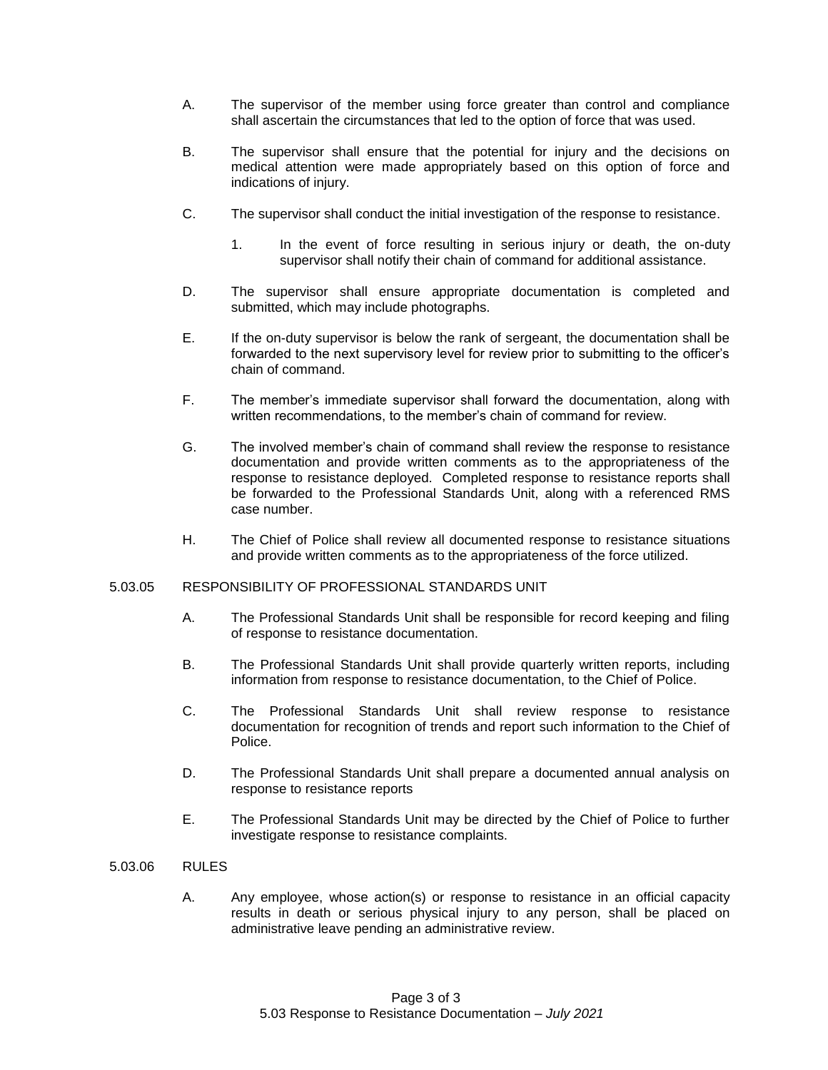A. The supervisor of the member using force greater than control and compliance shall ascertain the circumstances that led to the option of force that was used.

B. The supervisor shall ensure that the potential for injury and the decisions on medical attention were made appropriately based on this option of force and indications of injury.

C. The supervisor shall conduct the initial investigation of the response to resistance.

   1. In the event of force resulting in serious injury or death, the on-duty supervisor shall notify their chain of command for additional assistance.

D. The supervisor shall ensure appropriate documentation is completed and submitted, which may include photographs.

E. If the on-duty supervisor is below the rank of sergeant, the documentation shall be forwarded to the next supervisory level for review prior to submitting to the officer's chain of command.

F. The member's immediate supervisor shall forward the documentation, along with written recommendations, to the member's chain of command for review.

G. The involved member's chain of command shall review the response to resistance documentation and provide written comments as to the appropriateness of the response to resistance deployed. Completed response to resistance reports shall be forwarded to the Professional Standards Unit, along with a referenced RMS case number.

H. The Chief of Police shall review all documented response to resistance situations and provide written comments as to the appropriateness of the force utilized.

## 5.03.05 RESPONSIBILITY OF PROFESSIONAL STANDARDS UNIT

A. The Professional Standards Unit shall be responsible for record keeping and filing of response to resistance documentation.

B. The Professional Standards Unit shall provide quarterly written reports, including information from response to resistance documentation, to the Chief of Police.

C. The Professional Standards Unit shall review response to resistance documentation for recognition of trends and report such information to the Chief of Police.

D. The Professional Standards Unit shall prepare a documented annual analysis on response to resistance reports

E. The Professional Standards Unit may be directed by the Chief of Police to further investigate response to resistance complaints.

## 5.03.06 RULES

A. Any employee, whose action(s) or response to resistance in an official capacity results in death or serious physical injury to any person, shall be placed on administrative leave pending an administrative review.